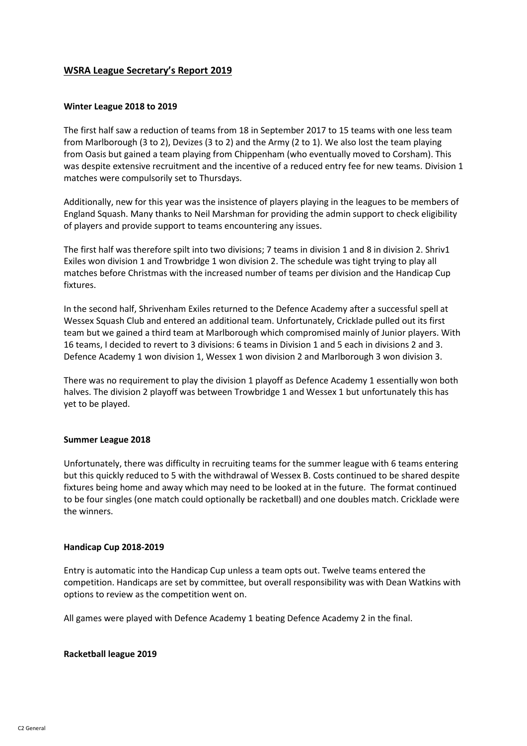## WSRA League Secretary's Report 2019

### Winter League 2018 to 2019

The first half saw a reduction of teams from 18 in September 2017 to 15 teams with one less team from Marlborough (3 to 2), Devizes (3 to 2) and the Army (2 to 1). We also lost the team playing from Oasis but gained a team playing from Chippenham (who eventually moved to Corsham). This was despite extensive recruitment and the incentive of a reduced entry fee for new teams. Division 1 matches were compulsorily set to Thursdays.

Additionally, new for this year was the insistence of players playing in the leagues to be members of England Squash. Many thanks to Neil Marshman for providing the admin support to check eligibility of players and provide support to teams encountering any issues.

The first half was therefore spilt into two divisions; 7 teams in division 1 and 8 in division 2. Shriv1 Exiles won division 1 and Trowbridge 1 won division 2. The schedule was tight trying to play all matches before Christmas with the increased number of teams per division and the Handicap Cup fixtures.

In the second half, Shrivenham Exiles returned to the Defence Academy after a successful spell at Wessex Squash Club and entered an additional team. Unfortunately, Cricklade pulled out its first team but we gained a third team at Marlborough which compromised mainly of Junior players. With 16 teams, I decided to revert to 3 divisions: 6 teams in Division 1 and 5 each in divisions 2 and 3. Defence Academy 1 won division 1, Wessex 1 won division 2 and Marlborough 3 won division 3.

There was no requirement to play the division 1 playoff as Defence Academy 1 essentially won both halves. The division 2 playoff was between Trowbridge 1 and Wessex 1 but unfortunately this has yet to be played.

### Summer League 2018

Unfortunately, there was difficulty in recruiting teams for the summer league with 6 teams entering but this quickly reduced to 5 with the withdrawal of Wessex B. Costs continued to be shared despite fixtures being home and away which may need to be looked at in the future. The format continued to be four singles (one match could optionally be racketball) and one doubles match. Cricklade were the winners.

### Handicap Cup 2018-2019

Entry is automatic into the Handicap Cup unless a team opts out. Twelve teams entered the competition. Handicaps are set by committee, but overall responsibility was with Dean Watkins with options to review as the competition went on.

All games were played with Defence Academy 1 beating Defence Academy 2 in the final.

### Racketball league 2019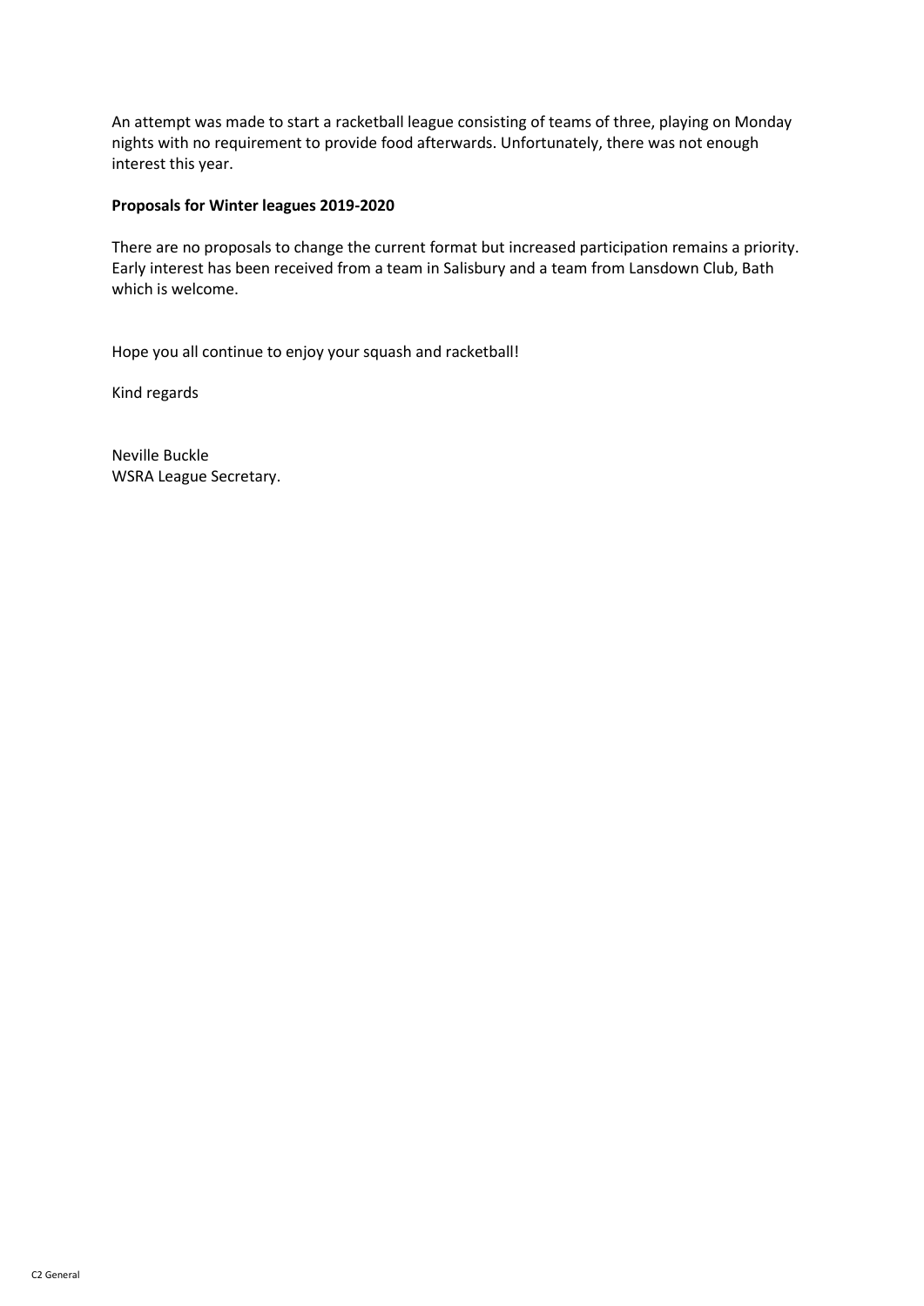An attempt was made to start a racketball league consisting of teams of three, playing on Monday nights with no requirement to provide food afterwards. Unfortunately, there was not enough interest this year.

**Proposals for Winter leagues 2019-2020**

There are no proposals to change the current format but increased participation remains a priority. Early interest has been received from a team in Salisbury and a team from Lansdown Club, Bath which is welcome.

Hope you all continue to enjoy your squash and racketball!

Kind regards

Neville Buckle
WSRA League Secretary.